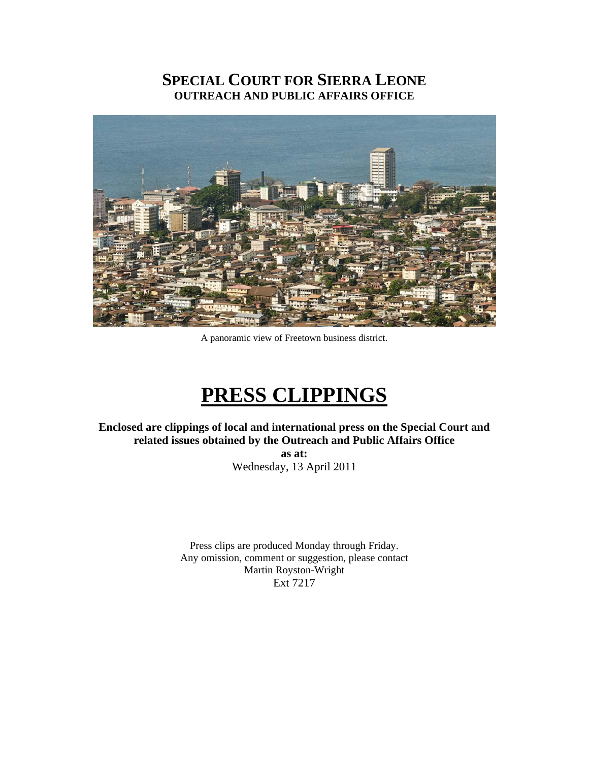# SPECIAL COURT FOR SIERRA LEONE

## OUTREACH AND PUBLIC AFFAIRS OFFICE

A panoramic view of Freetown business district.

# PRESS CLIPPINGS

**Enclosed are clippings of local and international press on the Special Court and related issues obtained by the Outreach and Public Affairs Office**

**as at:**

Wednesday, 13 April 2011

Press clips are produced Monday through Friday.
Any omission, comment or suggestion, please contact
Martin Royston-Wright
Ext 7217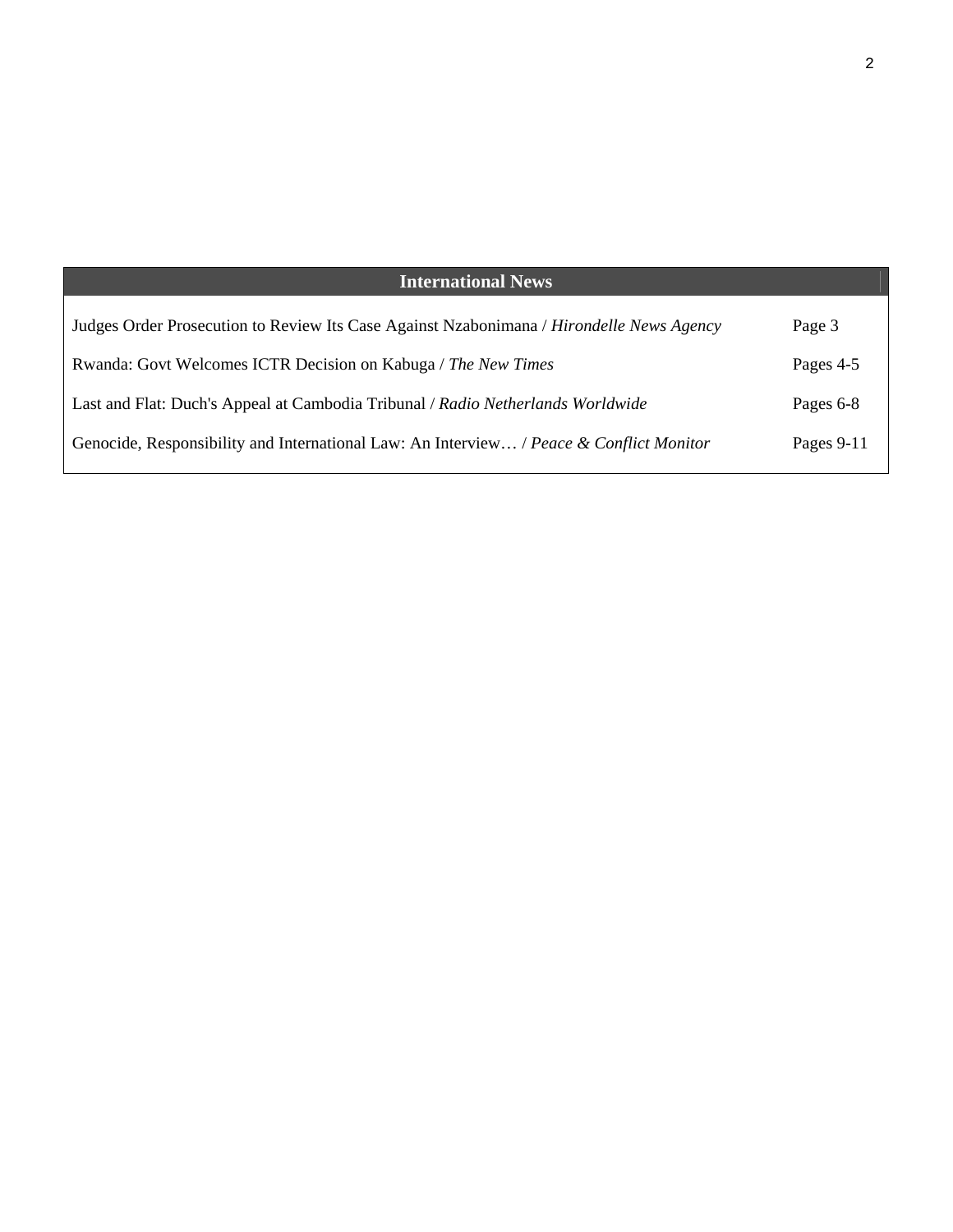## International News

| | |
|---|---|
| Judges Order Prosecution to Review Its Case Against Nzabonimana / *Hirondelle News Agency* | Page 3 |
| Rwanda: Govt Welcomes ICTR Decision on Kabuga / *The New Times* | Pages 4-5 |
| Last and Flat: Duch's Appeal at Cambodia Tribunal / *Radio Netherlands Worldwide* | Pages 6-8 |
| Genocide, Responsibility and International Law: An Interview… / *Peace & Conflict Monitor* | Pages 9-11 |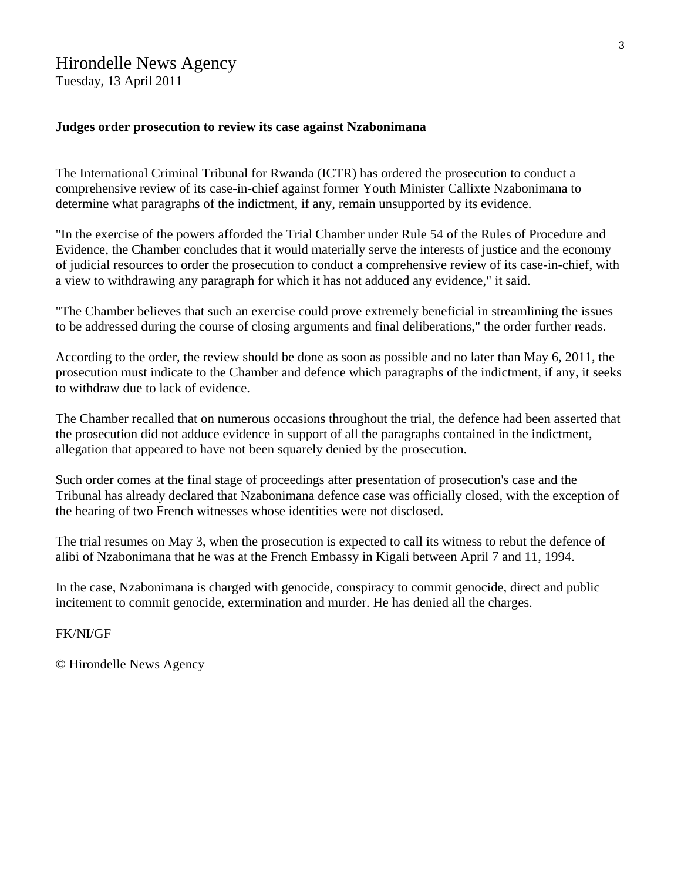# Hirondelle News Agency

Tuesday, 13 April 2011

**Judges order prosecution to review its case against Nzabonimana**

The International Criminal Tribunal for Rwanda (ICTR) has ordered the prosecution to conduct a comprehensive review of its case-in-chief against former Youth Minister Callixte Nzabonimana to determine what paragraphs of the indictment, if any, remain unsupported by its evidence.

"In the exercise of the powers afforded the Trial Chamber under Rule 54 of the Rules of Procedure and Evidence, the Chamber concludes that it would materially serve the interests of justice and the economy of judicial resources to order the prosecution to conduct a comprehensive review of its case-in-chief, with a view to withdrawing any paragraph for which it has not adduced any evidence," it said.

"The Chamber believes that such an exercise could prove extremely beneficial in streamlining the issues to be addressed during the course of closing arguments and final deliberations," the order further reads.

According to the order, the review should be done as soon as possible and no later than May 6, 2011, the prosecution must indicate to the Chamber and defence which paragraphs of the indictment, if any, it seeks to withdraw due to lack of evidence.

The Chamber recalled that on numerous occasions throughout the trial, the defence had been asserted that the prosecution did not adduce evidence in support of all the paragraphs contained in the indictment, allegation that appeared to have not been squarely denied by the prosecution.

Such order comes at the final stage of proceedings after presentation of prosecution's case and the Tribunal has already declared that Nzabonimana defence case was officially closed, with the exception of the hearing of two French witnesses whose identities were not disclosed.

The trial resumes on May 3, when the prosecution is expected to call its witness to rebut the defence of alibi of Nzabonimana that he was at the French Embassy in Kigali between April 7 and 11, 1994.

In the case, Nzabonimana is charged with genocide, conspiracy to commit genocide, direct and public incitement to commit genocide, extermination and murder. He has denied all the charges.

FK/NI/GF

© Hirondelle News Agency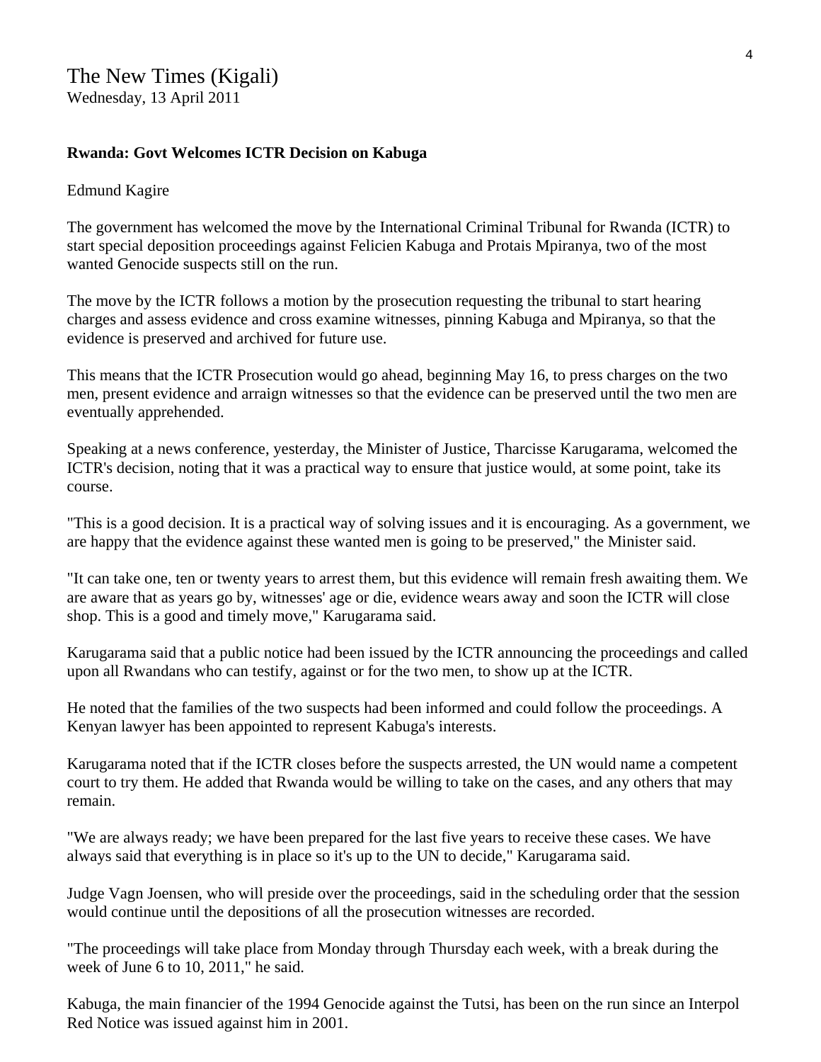The New Times (Kigali)
Wednesday, 13 April 2011

**Rwanda: Govt Welcomes ICTR Decision on Kabuga**

Edmund Kagire

The government has welcomed the move by the International Criminal Tribunal for Rwanda (ICTR) to start special deposition proceedings against Felicien Kabuga and Protais Mpiranya, two of the most wanted Genocide suspects still on the run.

The move by the ICTR follows a motion by the prosecution requesting the tribunal to start hearing charges and assess evidence and cross examine witnesses, pinning Kabuga and Mpiranya, so that the evidence is preserved and archived for future use.

This means that the ICTR Prosecution would go ahead, beginning May 16, to press charges on the two men, present evidence and arraign witnesses so that the evidence can be preserved until the two men are eventually apprehended.

Speaking at a news conference, yesterday, the Minister of Justice, Tharcisse Karugarama, welcomed the ICTR's decision, noting that it was a practical way to ensure that justice would, at some point, take its course.

"This is a good decision. It is a practical way of solving issues and it is encouraging. As a government, we are happy that the evidence against these wanted men is going to be preserved," the Minister said.

"It can take one, ten or twenty years to arrest them, but this evidence will remain fresh awaiting them. We are aware that as years go by, witnesses' age or die, evidence wears away and soon the ICTR will close shop. This is a good and timely move," Karugarama said.

Karugarama said that a public notice had been issued by the ICTR announcing the proceedings and called upon all Rwandans who can testify, against or for the two men, to show up at the ICTR.

He noted that the families of the two suspects had been informed and could follow the proceedings. A Kenyan lawyer has been appointed to represent Kabuga's interests.

Karugarama noted that if the ICTR closes before the suspects arrested, the UN would name a competent court to try them. He added that Rwanda would be willing to take on the cases, and any others that may remain.

"We are always ready; we have been prepared for the last five years to receive these cases. We have always said that everything is in place so it's up to the UN to decide," Karugarama said.

Judge Vagn Joensen, who will preside over the proceedings, said in the scheduling order that the session would continue until the depositions of all the prosecution witnesses are recorded.

"The proceedings will take place from Monday through Thursday each week, with a break during the week of June 6 to 10, 2011," he said.

Kabuga, the main financier of the 1994 Genocide against the Tutsi, has been on the run since an Interpol Red Notice was issued against him in 2001.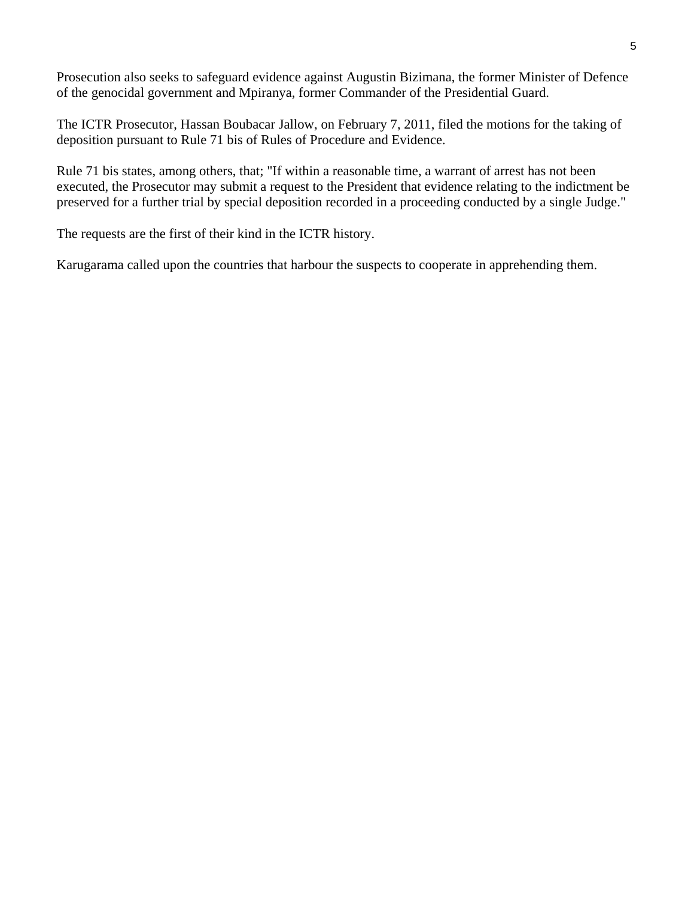Prosecution also seeks to safeguard evidence against Augustin Bizimana, the former Minister of Defence of the genocidal government and Mpiranya, former Commander of the Presidential Guard.

The ICTR Prosecutor, Hassan Boubacar Jallow, on February 7, 2011, filed the motions for the taking of deposition pursuant to Rule 71 bis of Rules of Procedure and Evidence.

Rule 71 bis states, among others, that; "If within a reasonable time, a warrant of arrest has not been executed, the Prosecutor may submit a request to the President that evidence relating to the indictment be preserved for a further trial by special deposition recorded in a proceeding conducted by a single Judge."

The requests are the first of their kind in the ICTR history.

Karugarama called upon the countries that harbour the suspects to cooperate in apprehending them.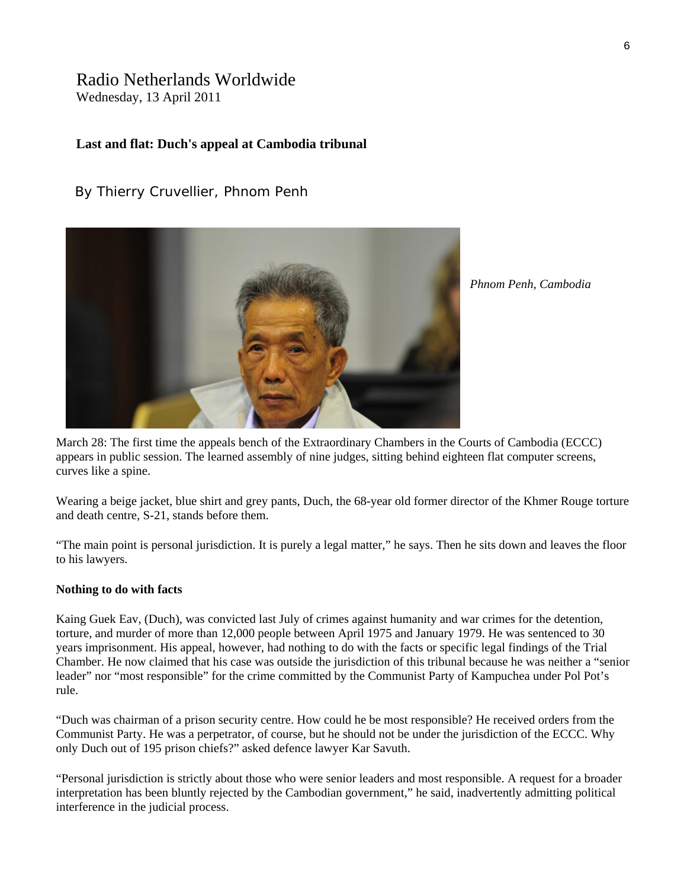Radio Netherlands Worldwide
Wednesday, 13 April 2011

**Last and flat: Duch's appeal at Cambodia tribunal**

By Thierry Cruvellier, Phnom Penh

*Phnom Penh, Cambodia*

March 28: The first time the appeals bench of the Extraordinary Chambers in the Courts of Cambodia (ECCC) appears in public session. The learned assembly of nine judges, sitting behind eighteen flat computer screens, curves like a spine.

Wearing a beige jacket, blue shirt and grey pants, Duch, the 68-year old former director of the Khmer Rouge torture and death centre, S-21, stands before them.

"The main point is personal jurisdiction. It is purely a legal matter," he says. Then he sits down and leaves the floor to his lawyers.

**Nothing to do with facts**

Kaing Guek Eav, (Duch), was convicted last July of crimes against humanity and war crimes for the detention, torture, and murder of more than 12,000 people between April 1975 and January 1979. He was sentenced to 30 years imprisonment. His appeal, however, had nothing to do with the facts or specific legal findings of the Trial Chamber. He now claimed that his case was outside the jurisdiction of this tribunal because he was neither a "senior leader" nor "most responsible" for the crime committed by the Communist Party of Kampuchea under Pol Pot's rule.

"Duch was chairman of a prison security centre. How could he be most responsible? He received orders from the Communist Party. He was a perpetrator, of course, but he should not be under the jurisdiction of the ECCC. Why only Duch out of 195 prison chiefs?" asked defence lawyer Kar Savuth.

"Personal jurisdiction is strictly about those who were senior leaders and most responsible. A request for a broader interpretation has been bluntly rejected by the Cambodian government," he said, inadvertently admitting political interference in the judicial process.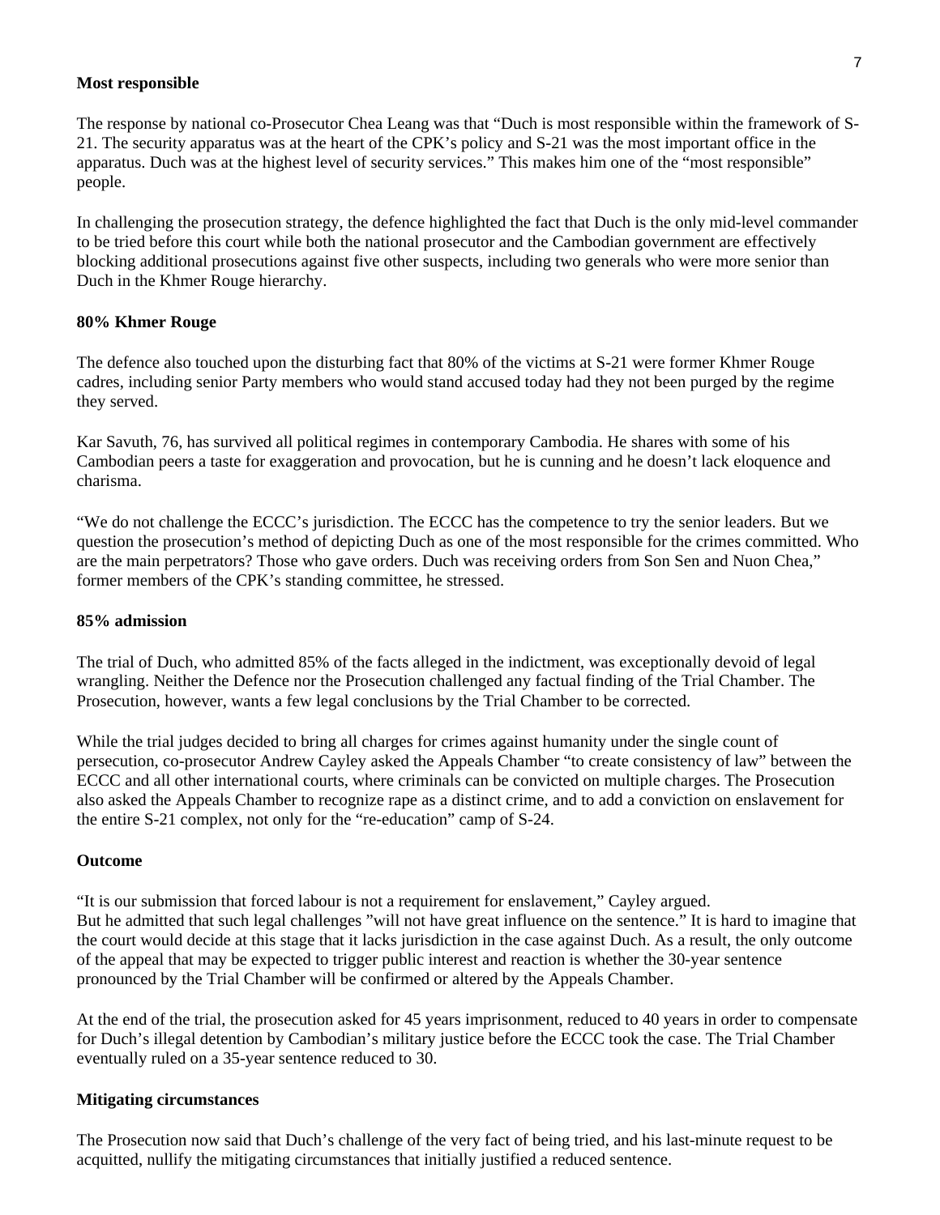**Most responsible**

The response by national co-Prosecutor Chea Leang was that "Duch is most responsible within the framework of S-21. The security apparatus was at the heart of the CPK's policy and S-21 was the most important office in the apparatus. Duch was at the highest level of security services." This makes him one of the "most responsible" people.

In challenging the prosecution strategy, the defence highlighted the fact that Duch is the only mid-level commander to be tried before this court while both the national prosecutor and the Cambodian government are effectively blocking additional prosecutions against five other suspects, including two generals who were more senior than Duch in the Khmer Rouge hierarchy.

**80% Khmer Rouge**

The defence also touched upon the disturbing fact that 80% of the victims at S-21 were former Khmer Rouge cadres, including senior Party members who would stand accused today had they not been purged by the regime they served.

Kar Savuth, 76, has survived all political regimes in contemporary Cambodia. He shares with some of his Cambodian peers a taste for exaggeration and provocation, but he is cunning and he doesn't lack eloquence and charisma.

"We do not challenge the ECCC's jurisdiction. The ECCC has the competence to try the senior leaders. But we question the prosecution's method of depicting Duch as one of the most responsible for the crimes committed. Who are the main perpetrators? Those who gave orders. Duch was receiving orders from Son Sen and Nuon Chea," former members of the CPK's standing committee, he stressed.

**85% admission**

The trial of Duch, who admitted 85% of the facts alleged in the indictment, was exceptionally devoid of legal wrangling. Neither the Defence nor the Prosecution challenged any factual finding of the Trial Chamber. The Prosecution, however, wants a few legal conclusions by the Trial Chamber to be corrected.

While the trial judges decided to bring all charges for crimes against humanity under the single count of persecution, co-prosecutor Andrew Cayley asked the Appeals Chamber "to create consistency of law" between the ECCC and all other international courts, where criminals can be convicted on multiple charges. The Prosecution also asked the Appeals Chamber to recognize rape as a distinct crime, and to add a conviction on enslavement for the entire S-21 complex, not only for the "re-education" camp of S-24.

**Outcome**

"It is our submission that forced labour is not a requirement for enslavement," Cayley argued.
But he admitted that such legal challenges "will not have great influence on the sentence." It is hard to imagine that the court would decide at this stage that it lacks jurisdiction in the case against Duch. As a result, the only outcome of the appeal that may be expected to trigger public interest and reaction is whether the 30-year sentence pronounced by the Trial Chamber will be confirmed or altered by the Appeals Chamber.

At the end of the trial, the prosecution asked for 45 years imprisonment, reduced to 40 years in order to compensate for Duch's illegal detention by Cambodian's military justice before the ECCC took the case. The Trial Chamber eventually ruled on a 35-year sentence reduced to 30.

**Mitigating circumstances**

The Prosecution now said that Duch's challenge of the very fact of being tried, and his last-minute request to be acquitted, nullify the mitigating circumstances that initially justified a reduced sentence.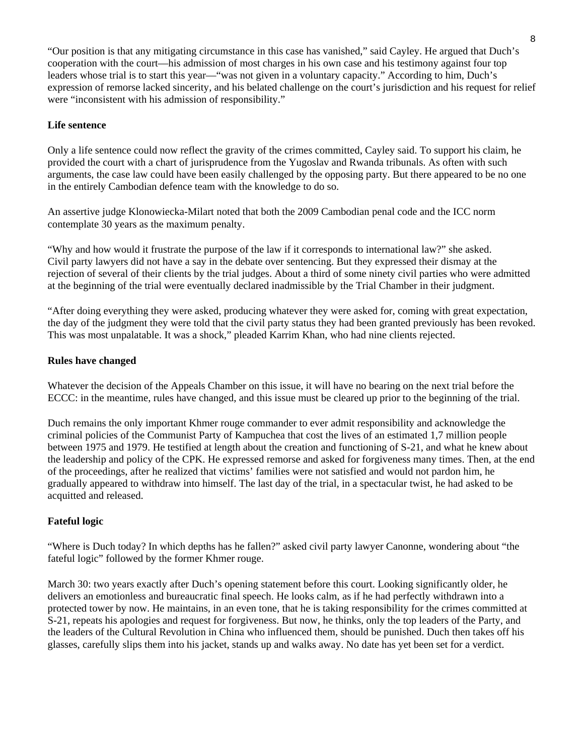"Our position is that any mitigating circumstance in this case has vanished," said Cayley. He argued that Duch's cooperation with the court—his admission of most charges in his own case and his testimony against four top leaders whose trial is to start this year—"was not given in a voluntary capacity." According to him, Duch's expression of remorse lacked sincerity, and his belated challenge on the court's jurisdiction and his request for relief were "inconsistent with his admission of responsibility."

**Life sentence**

Only a life sentence could now reflect the gravity of the crimes committed, Cayley said. To support his claim, he provided the court with a chart of jurisprudence from the Yugoslav and Rwanda tribunals. As often with such arguments, the case law could have been easily challenged by the opposing party. But there appeared to be no one in the entirely Cambodian defence team with the knowledge to do so.

An assertive judge Klonowiecka-Milart noted that both the 2009 Cambodian penal code and the ICC norm contemplate 30 years as the maximum penalty.

"Why and how would it frustrate the purpose of the law if it corresponds to international law?" she asked.
Civil party lawyers did not have a say in the debate over sentencing. But they expressed their dismay at the rejection of several of their clients by the trial judges. About a third of some ninety civil parties who were admitted at the beginning of the trial were eventually declared inadmissible by the Trial Chamber in their judgment.

"After doing everything they were asked, producing whatever they were asked for, coming with great expectation, the day of the judgment they were told that the civil party status they had been granted previously has been revoked. This was most unpalatable. It was a shock," pleaded Karrim Khan, who had nine clients rejected.

**Rules have changed**

Whatever the decision of the Appeals Chamber on this issue, it will have no bearing on the next trial before the ECCC: in the meantime, rules have changed, and this issue must be cleared up prior to the beginning of the trial.

Duch remains the only important Khmer rouge commander to ever admit responsibility and acknowledge the criminal policies of the Communist Party of Kampuchea that cost the lives of an estimated 1,7 million people between 1975 and 1979. He testified at length about the creation and functioning of S-21, and what he knew about the leadership and policy of the CPK. He expressed remorse and asked for forgiveness many times. Then, at the end of the proceedings, after he realized that victims' families were not satisfied and would not pardon him, he gradually appeared to withdraw into himself. The last day of the trial, in a spectacular twist, he had asked to be acquitted and released.

**Fateful logic**

"Where is Duch today? In which depths has he fallen?" asked civil party lawyer Canonne, wondering about "the fateful logic" followed by the former Khmer rouge.

March 30: two years exactly after Duch's opening statement before this court. Looking significantly older, he delivers an emotionless and bureaucratic final speech. He looks calm, as if he had perfectly withdrawn into a protected tower by now. He maintains, in an even tone, that he is taking responsibility for the crimes committed at S-21, repeats his apologies and request for forgiveness. But now, he thinks, only the top leaders of the Party, and the leaders of the Cultural Revolution in China who influenced them, should be punished. Duch then takes off his glasses, carefully slips them into his jacket, stands up and walks away. No date has yet been set for a verdict.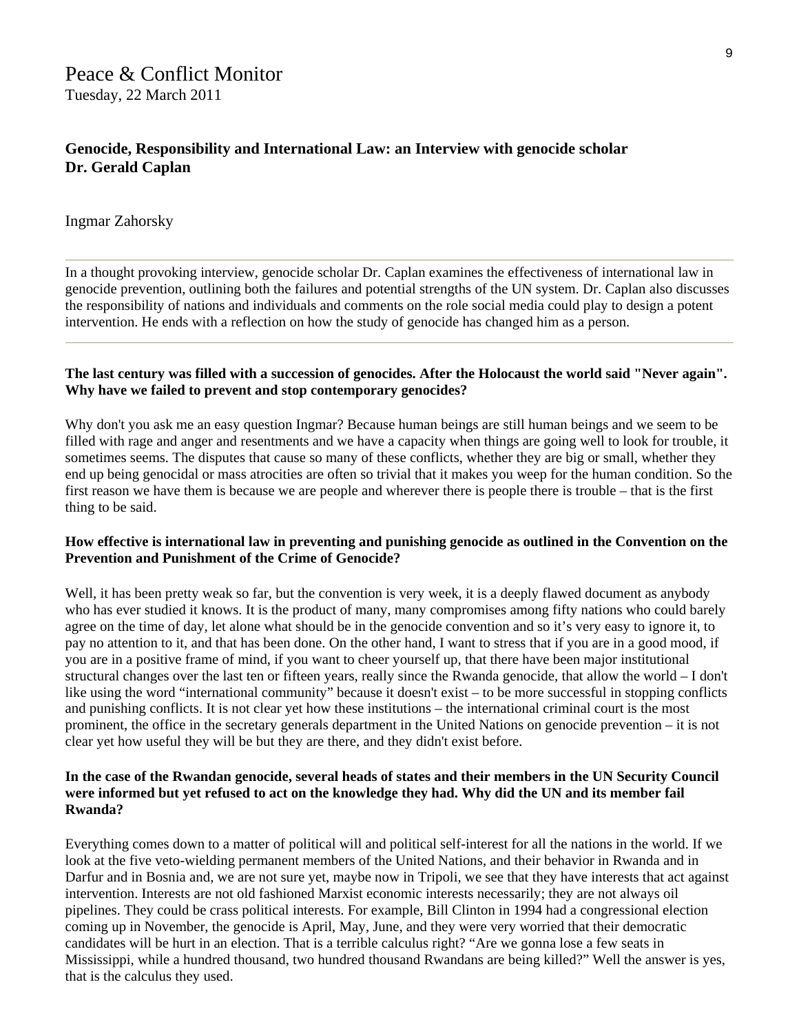# Peace & Conflict Monitor

Tuesday, 22 March 2011

## Genocide, Responsibility and International Law: an Interview with genocide scholar Dr. Gerald Caplan

Ingmar Zahorsky

---

In a thought provoking interview, genocide scholar Dr. Caplan examines the effectiveness of international law in genocide prevention, outlining both the failures and potential strengths of the UN system. Dr. Caplan also discusses the responsibility of nations and individuals and comments on the role social media could play to design a potent intervention. He ends with a reflection on how the study of genocide has changed him as a person.

---

**The last century was filled with a succession of genocides. After the Holocaust the world said "Never again". Why have we failed to prevent and stop contemporary genocides?**

Why don't you ask me an easy question Ingmar? Because human beings are still human beings and we seem to be filled with rage and anger and resentments and we have a capacity when things are going well to look for trouble, it sometimes seems. The disputes that cause so many of these conflicts, whether they are big or small, whether they end up being genocidal or mass atrocities are often so trivial that it makes you weep for the human condition. So the first reason we have them is because we are people and wherever there is people there is trouble – that is the first thing to be said.

**How effective is international law in preventing and punishing genocide as outlined in the Convention on the Prevention and Punishment of the Crime of Genocide?**

Well, it has been pretty weak so far, but the convention is very week, it is a deeply flawed document as anybody who has ever studied it knows. It is the product of many, many compromises among fifty nations who could barely agree on the time of day, let alone what should be in the genocide convention and so it's very easy to ignore it, to pay no attention to it, and that has been done. On the other hand, I want to stress that if you are in a good mood, if you are in a positive frame of mind, if you want to cheer yourself up, that there have been major institutional structural changes over the last ten or fifteen years, really since the Rwanda genocide, that allow the world – I don't like using the word "international community" because it doesn't exist – to be more successful in stopping conflicts and punishing conflicts. It is not clear yet how these institutions – the international criminal court is the most prominent, the office in the secretary generals department in the United Nations on genocide prevention – it is not clear yet how useful they will be but they are there, and they didn't exist before.

**In the case of the Rwandan genocide, several heads of states and their members in the UN Security Council were informed but yet refused to act on the knowledge they had. Why did the UN and its member fail Rwanda?**

Everything comes down to a matter of political will and political self-interest for all the nations in the world. If we look at the five veto-wielding permanent members of the United Nations, and their behavior in Rwanda and in Darfur and in Bosnia and, we are not sure yet, maybe now in Tripoli, we see that they have interests that act against intervention. Interests are not old fashioned Marxist economic interests necessarily; they are not always oil pipelines. They could be crass political interests. For example, Bill Clinton in 1994 had a congressional election coming up in November, the genocide is April, May, June, and they were very worried that their democratic candidates will be hurt in an election. That is a terrible calculus right? "Are we gonna lose a few seats in Mississippi, while a hundred thousand, two hundred thousand Rwandans are being killed?" Well the answer is yes, that is the calculus they used.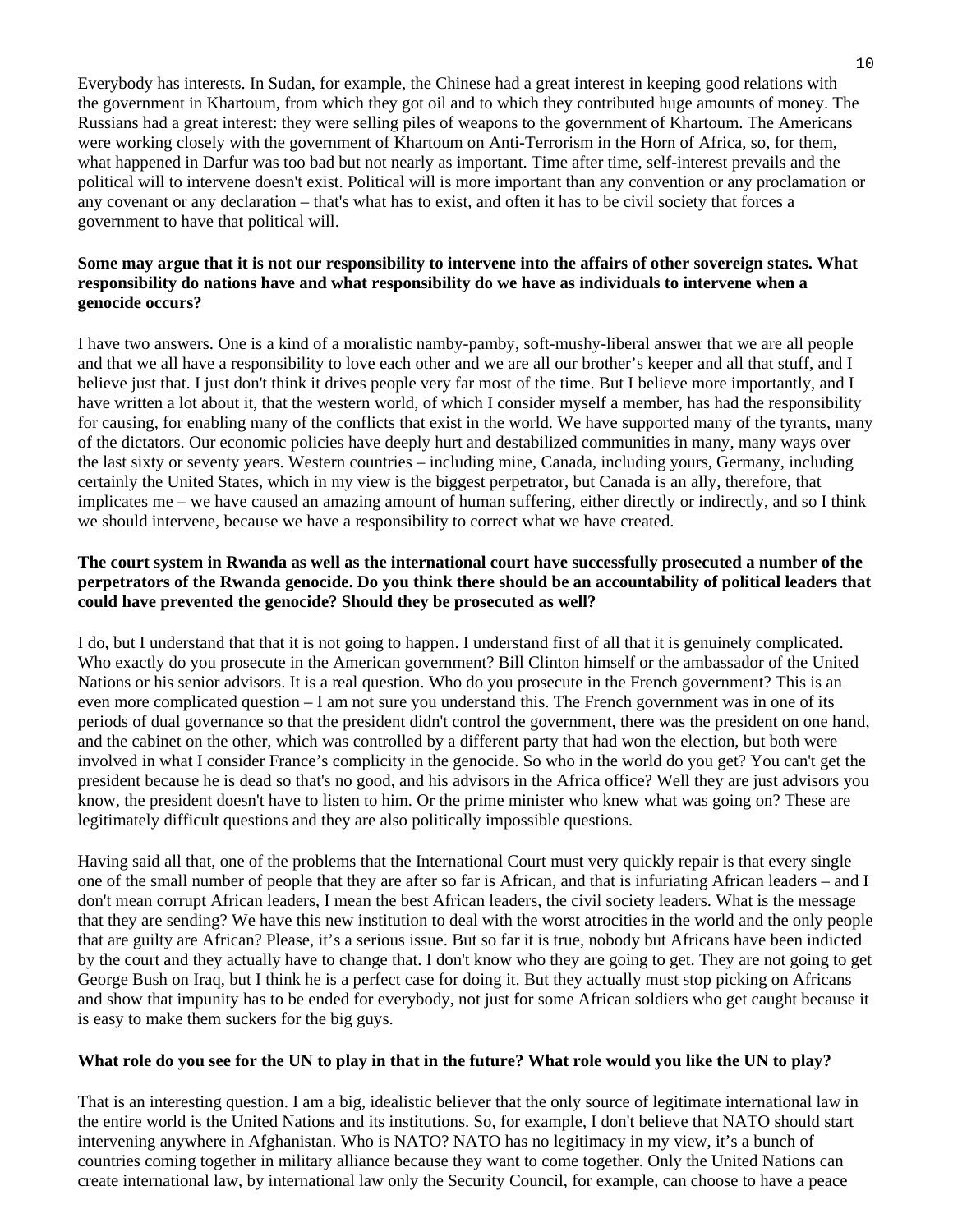Everybody has interests. In Sudan, for example, the Chinese had a great interest in keeping good relations with the government in Khartoum, from which they got oil and to which they contributed huge amounts of money. The Russians had a great interest: they were selling piles of weapons to the government of Khartoum. The Americans were working closely with the government of Khartoum on Anti-Terrorism in the Horn of Africa, so, for them, what happened in Darfur was too bad but not nearly as important. Time after time, self-interest prevails and the political will to intervene doesn't exist. Political will is more important than any convention or any proclamation or any covenant or any declaration – that's what has to exist, and often it has to be civil society that forces a government to have that political will.

**Some may argue that it is not our responsibility to intervene into the affairs of other sovereign states. What responsibility do nations have and what responsibility do we have as individuals to intervene when a genocide occurs?**

I have two answers. One is a kind of a moralistic namby-pamby, soft-mushy-liberal answer that we are all people and that we all have a responsibility to love each other and we are all our brother's keeper and all that stuff, and I believe just that. I just don't think it drives people very far most of the time. But I believe more importantly, and I have written a lot about it, that the western world, of which I consider myself a member, has had the responsibility for causing, for enabling many of the conflicts that exist in the world. We have supported many of the tyrants, many of the dictators. Our economic policies have deeply hurt and destabilized communities in many, many ways over the last sixty or seventy years. Western countries – including mine, Canada, including yours, Germany, including certainly the United States, which in my view is the biggest perpetrator, but Canada is an ally, therefore, that implicates me – we have caused an amazing amount of human suffering, either directly or indirectly, and so I think we should intervene, because we have a responsibility to correct what we have created.

**The court system in Rwanda as well as the international court have successfully prosecuted a number of the perpetrators of the Rwanda genocide. Do you think there should be an accountability of political leaders that could have prevented the genocide? Should they be prosecuted as well?**

I do, but I understand that that it is not going to happen. I understand first of all that it is genuinely complicated. Who exactly do you prosecute in the American government? Bill Clinton himself or the ambassador of the United Nations or his senior advisors. It is a real question. Who do you prosecute in the French government? This is an even more complicated question – I am not sure you understand this. The French government was in one of its periods of dual governance so that the president didn't control the government, there was the president on one hand, and the cabinet on the other, which was controlled by a different party that had won the election, but both were involved in what I consider France's complicity in the genocide. So who in the world do you get? You can't get the president because he is dead so that's no good, and his advisors in the Africa office? Well they are just advisors you know, the president doesn't have to listen to him. Or the prime minister who knew what was going on? These are legitimately difficult questions and they are also politically impossible questions.

Having said all that, one of the problems that the International Court must very quickly repair is that every single one of the small number of people that they are after so far is African, and that is infuriating African leaders – and I don't mean corrupt African leaders, I mean the best African leaders, the civil society leaders. What is the message that they are sending? We have this new institution to deal with the worst atrocities in the world and the only people that are guilty are African? Please, it's a serious issue. But so far it is true, nobody but Africans have been indicted by the court and they actually have to change that. I don't know who they are going to get. They are not going to get George Bush on Iraq, but I think he is a perfect case for doing it. But they actually must stop picking on Africans and show that impunity has to be ended for everybody, not just for some African soldiers who get caught because it is easy to make them suckers for the big guys.

**What role do you see for the UN to play in that in the future? What role would you like the UN to play?**

That is an interesting question. I am a big, idealistic believer that the only source of legitimate international law in the entire world is the United Nations and its institutions. So, for example, I don't believe that NATO should start intervening anywhere in Afghanistan. Who is NATO? NATO has no legitimacy in my view, it's a bunch of countries coming together in military alliance because they want to come together. Only the United Nations can create international law, by international law only the Security Council, for example, can choose to have a peace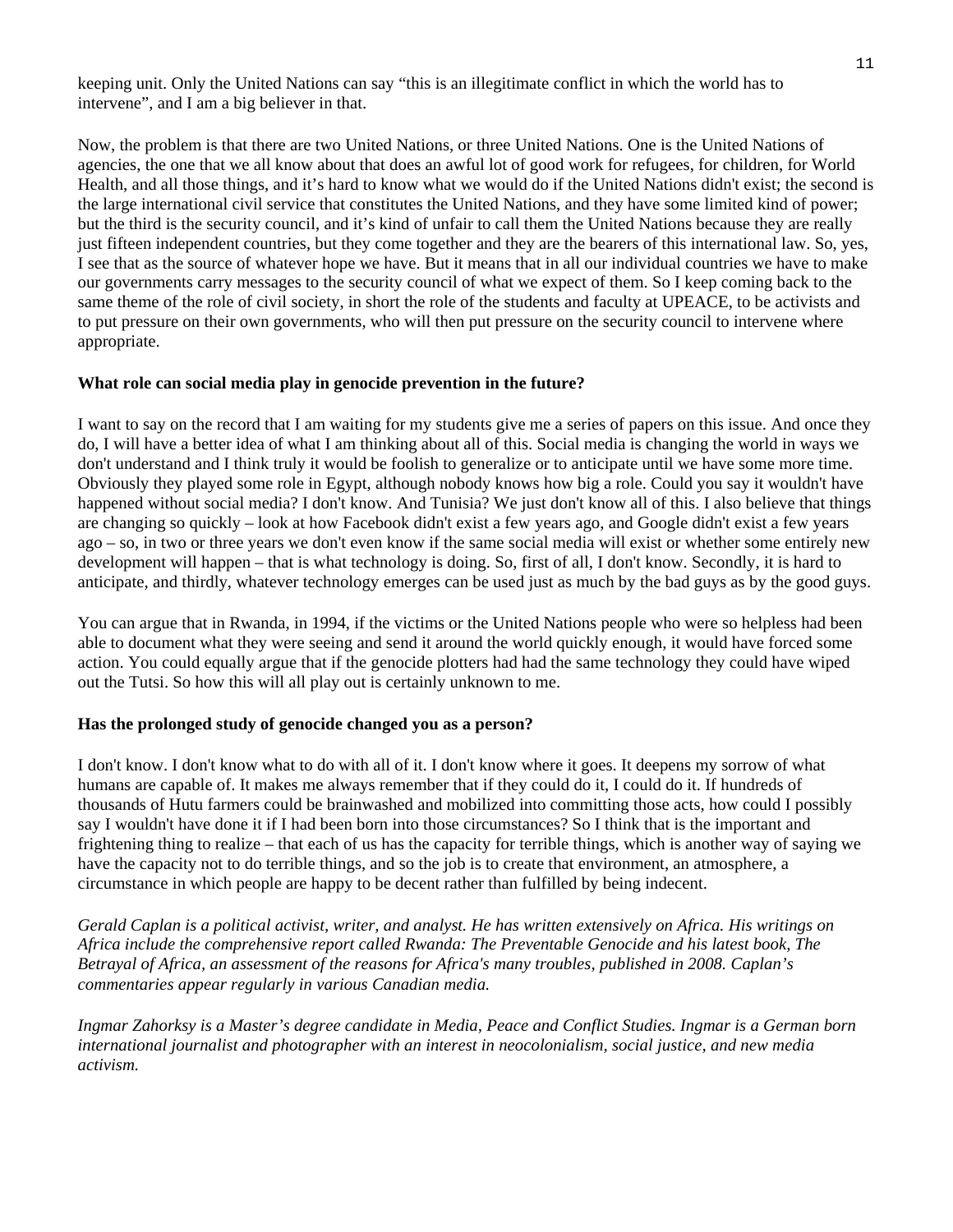keeping unit. Only the United Nations can say "this is an illegitimate conflict in which the world has to intervene", and I am a big believer in that.

Now, the problem is that there are two United Nations, or three United Nations. One is the United Nations of agencies, the one that we all know about that does an awful lot of good work for refugees, for children, for World Health, and all those things, and it's hard to know what we would do if the United Nations didn't exist; the second is the large international civil service that constitutes the United Nations, and they have some limited kind of power; but the third is the security council, and it's kind of unfair to call them the United Nations because they are really just fifteen independent countries, but they come together and they are the bearers of this international law. So, yes, I see that as the source of whatever hope we have. But it means that in all our individual countries we have to make our governments carry messages to the security council of what we expect of them. So I keep coming back to the same theme of the role of civil society, in short the role of the students and faculty at UPEACE, to be activists and to put pressure on their own governments, who will then put pressure on the security council to intervene where appropriate.

**What role can social media play in genocide prevention in the future?**

I want to say on the record that I am waiting for my students give me a series of papers on this issue. And once they do, I will have a better idea of what I am thinking about all of this. Social media is changing the world in ways we don't understand and I think truly it would be foolish to generalize or to anticipate until we have some more time. Obviously they played some role in Egypt, although nobody knows how big a role. Could you say it wouldn't have happened without social media? I don't know. And Tunisia? We just don't know all of this. I also believe that things are changing so quickly – look at how Facebook didn't exist a few years ago, and Google didn't exist a few years ago – so, in two or three years we don't even know if the same social media will exist or whether some entirely new development will happen – that is what technology is doing. So, first of all, I don't know. Secondly, it is hard to anticipate, and thirdly, whatever technology emerges can be used just as much by the bad guys as by the good guys.

You can argue that in Rwanda, in 1994, if the victims or the United Nations people who were so helpless had been able to document what they were seeing and send it around the world quickly enough, it would have forced some action. You could equally argue that if the genocide plotters had had the same technology they could have wiped out the Tutsi. So how this will all play out is certainly unknown to me.

**Has the prolonged study of genocide changed you as a person?**

I don't know. I don't know what to do with all of it. I don't know where it goes. It deepens my sorrow of what humans are capable of. It makes me always remember that if they could do it, I could do it. If hundreds of thousands of Hutu farmers could be brainwashed and mobilized into committing those acts, how could I possibly say I wouldn't have done it if I had been born into those circumstances? So I think that is the important and frightening thing to realize – that each of us has the capacity for terrible things, which is another way of saying we have the capacity not to do terrible things, and so the job is to create that environment, an atmosphere, a circumstance in which people are happy to be decent rather than fulfilled by being indecent.

*Gerald Caplan is a political activist, writer, and analyst. He has written extensively on Africa. His writings on Africa include the comprehensive report called Rwanda: The Preventable Genocide and his latest book, The Betrayal of Africa, an assessment of the reasons for Africa's many troubles, published in 2008. Caplan's commentaries appear regularly in various Canadian media.*

*Ingmar Zahorksy is a Master's degree candidate in Media, Peace and Conflict Studies. Ingmar is a German born international journalist and photographer with an interest in neocolonialism, social justice, and new media activism.*